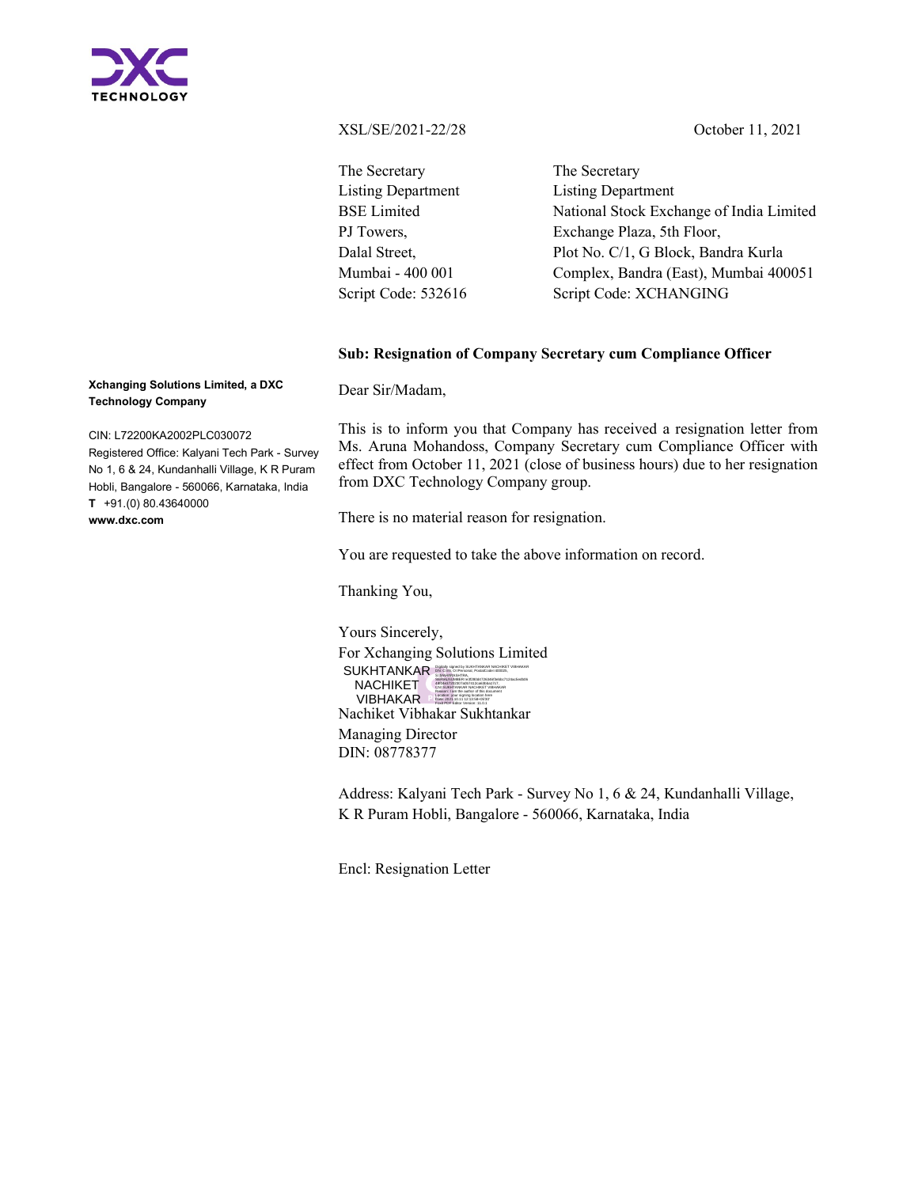XSL/SE/2021-22/28 October 11, 2021

The Secretary
Listing Department
BSE Limited
PJ Towers,
Dalal Street,
Mumbai - 400 001
Script Code: 532616

The Secretary
Listing Department
National Stock Exchange of India Limited
Exchange Plaza, 5th Floor,
Plot No. C/1, G Block, Bandra Kurla
Complex, Bandra (East), Mumbai 400051
Script Code: XCHANGING

**Sub: Resignation of Company Secretary cum Compliance Officer**

Dear Sir/Madam,

This is to inform you that Company has received a resignation letter from Ms. Aruna Mohandoss, Company Secretary cum Compliance Officer with effect from October 11, 2021 (close of business hours) due to her resignation from DXC Technology Company group.

There is no material reason for resignation.

You are requested to take the above information on record.

Thanking You,

Yours Sincerely,
For Xchanging Solutions Limited

SUKHTANKAR NACHIKET VIBHAKAR

Nachiket Vibhakar Sukhtankar
Managing Director
DIN: 08778377

Address: Kalyani Tech Park - Survey No 1, 6 & 24, Kundanhalli Village, K R Puram Hobli, Bangalore - 560066, Karnataka, India

Encl: Resignation Letter

**Xchanging Solutions Limited, a DXC Technology Company**

CIN: L72200KA2002PLC030072
Registered Office: Kalyani Tech Park - Survey No 1, 6 & 24, Kundanhalli Village, K R Puram Hobli, Bangalore - 560066, Karnataka, India
**T** +91.(0) 80.43640000
**www.dxc.com**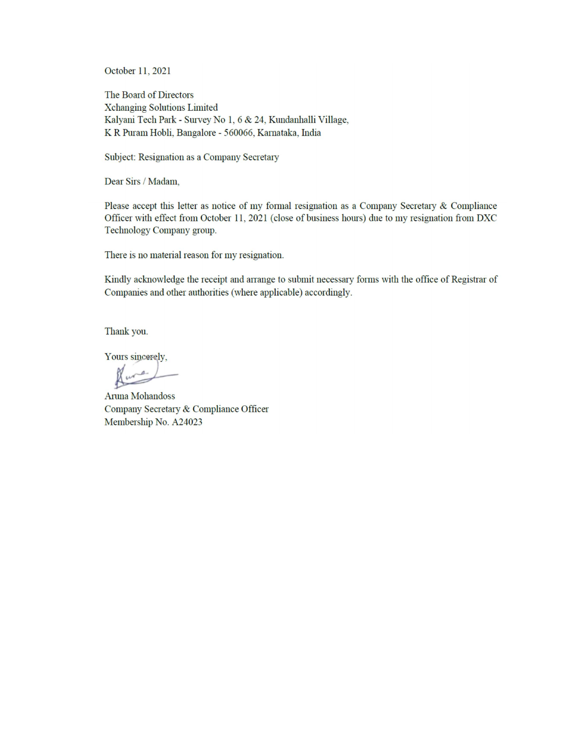October 11, 2021

The Board of Directors
Xchanging Solutions Limited
Kalyani Tech Park - Survey No 1, 6 & 24, Kundanhalli Village,
K R Puram Hobli, Bangalore - 560066, Karnataka, India

Subject: Resignation as a Company Secretary

Dear Sirs / Madam,

Please accept this letter as notice of my formal resignation as a Company Secretary & Compliance Officer with effect from October 11, 2021 (close of business hours) due to my resignation from DXC Technology Company group.

There is no material reason for my resignation.

Kindly acknowledge the receipt and arrange to submit necessary forms with the office of Registrar of Companies and other authorities (where applicable) accordingly.

Thank you.

Yours sincerely,

Aruna Mohandoss
Company Secretary & Compliance Officer
Membership No. A24023